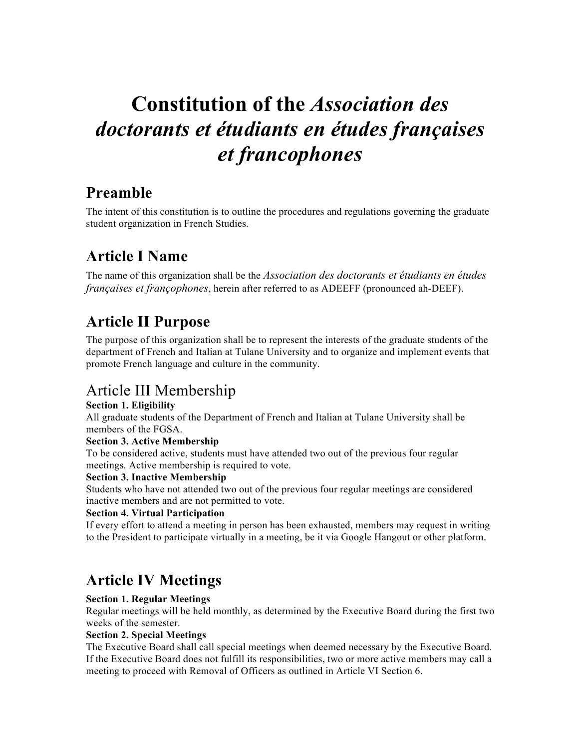# Constitution of the *Association des doctorants et étudiants en études françaises et francophones*

## Preamble

The intent of this constitution is to outline the procedures and regulations governing the graduate student organization in French Studies.

## Article I Name

The name of this organization shall be the *Association des doctorants et étudiants en études françaises et fran​çophones*, herein after referred to as ADEEFF (pronounced ah-DEEF).

## Article II Purpose

The purpose of this organization shall be to represent the interests of the graduate students of the department of French and Italian at Tulane University and to organize and implement events that promote French language and culture in the community.

## Article III Membership

**Section 1. Eligibility**

All graduate students of the Department of French and Italian at Tulane University shall be members of the FGSA.

**Section 3. Active Membership**

To be considered active, students must have attended two out of the previous four regular meetings. Active membership is required to vote.

**Section 3. Inactive Membership**

Students who have not attended two out of the previous four regular meetings are considered inactive members and are not permitted to vote.

**Section 4. Virtual Participation**

If every effort to attend a meeting in person has been exhausted, members may request in writing to the President to participate virtually in a meeting, be it via Google Hangout or other platform.

## Article IV Meetings

**Section 1. Regular Meetings**

Regular meetings will be held monthly, as determined by the Executive Board during the first two weeks of the semester.

**Section 2. Special Meetings**

The Executive Board shall call special meetings when deemed necessary by the Executive Board. If the Executive Board does not fulfill its responsibilities, two or more active members may call a meeting to proceed with Removal of Officers as outlined in Article VI Section 6.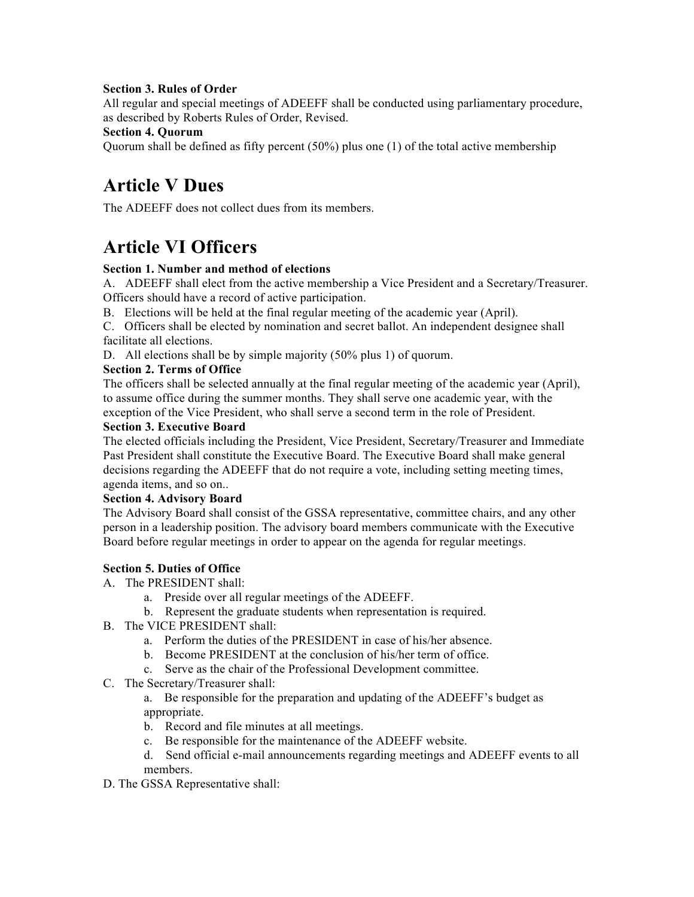**Section 3. Rules of Order**
All regular and special meetings of ADEEFF shall be conducted using parliamentary procedure, as described by Roberts Rules of Order, Revised.

**Section 4. Quorum**
Quorum shall be defined as fifty percent (50%) plus one (1) of the total active membership

# Article V Dues

The ADEEFF does not collect dues from its members.

# Article VI Officers

**Section 1. Number and method of elections**

A. ADEEFF shall elect from the active membership a Vice President and a Secretary/Treasurer. Officers should have a record of active participation.

B. Elections will be held at the final regular meeting of the academic year (April).

C. Officers shall be elected by nomination and secret ballot. An independent designee shall facilitate all elections.

D. All elections shall be by simple majority (50% plus 1) of quorum.

**Section 2. Terms of Office**
The officers shall be selected annually at the final regular meeting of the academic year (April), to assume office during the summer months. They shall serve one academic year, with the exception of the Vice President, who shall serve a second term in the role of President.

**Section 3. Executive Board**
The elected officials including the President, Vice President, Secretary/Treasurer and Immediate Past President shall constitute the Executive Board. The Executive Board shall make general decisions regarding the ADEEFF that do not require a vote, including setting meeting times, agenda items, and so on..

**Section 4. Advisory Board**
The Advisory Board shall consist of the GSSA representative, committee chairs, and any other person in a leadership position. The advisory board members communicate with the Executive Board before regular meetings in order to appear on the agenda for regular meetings.

**Section 5. Duties of Office**

A. The PRESIDENT shall:
   - a. Preside over all regular meetings of the ADEEFF.
   - b. Represent the graduate students when representation is required.

B. The VICE PRESIDENT shall:
   - a. Perform the duties of the PRESIDENT in case of his/her absence.
   - b. Become PRESIDENT at the conclusion of his/her term of office.
   - c. Serve as the chair of the Professional Development committee.

C. The Secretary/Treasurer shall:
   - a. Be responsible for the preparation and updating of the ADEEFF's budget as appropriate.
   - b. Record and file minutes at all meetings.
   - c. Be responsible for the maintenance of the ADEEFF website.
   - d. Send official e-mail announcements regarding meetings and ADEEFF events to all members.

D. The GSSA Representative shall: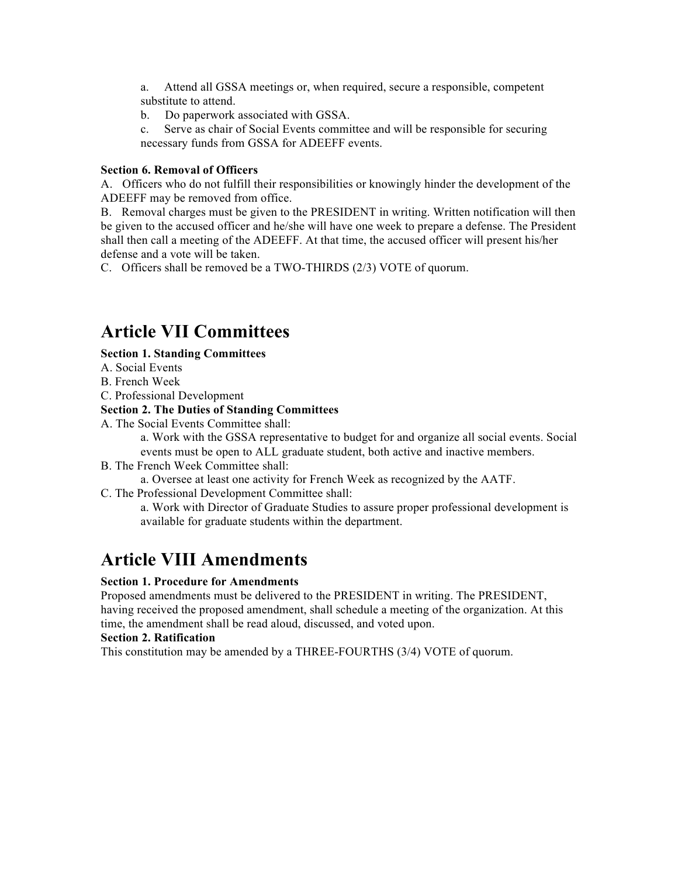a. Attend all GSSA meetings or, when required, secure a responsible, competent substitute to attend.

b. Do paperwork associated with GSSA.

c. Serve as chair of Social Events committee and will be responsible for securing necessary funds from GSSA for ADEEFF events.

**Section 6. Removal of Officers**

A. Officers who do not fulfill their responsibilities or knowingly hinder the development of the ADEEFF may be removed from office.

B. Removal charges must be given to the PRESIDENT in writing. Written notification will then be given to the accused officer and he/she will have one week to prepare a defense. The President shall then call a meeting of the ADEEFF. At that time, the accused officer will present his/her defense and a vote will be taken.

C. Officers shall be removed be a TWO-THIRDS (2/3) VOTE of quorum.

# Article VII Committees

**Section 1. Standing Committees**

A. Social Events
B. French Week
C. Professional Development

**Section 2. The Duties of Standing Committees**

A. The Social Events Committee shall:

a. Work with the GSSA representative to budget for and organize all social events. Social events must be open to ALL graduate student, both active and inactive members.

B. The French Week Committee shall:

a. Oversee at least one activity for French Week as recognized by the AATF.

C. The Professional Development Committee shall:

a. Work with Director of Graduate Studies to assure proper professional development is available for graduate students within the department.

# Article VIII Amendments

**Section 1. Procedure for Amendments**

Proposed amendments must be delivered to the PRESIDENT in writing. The PRESIDENT, having received the proposed amendment, shall schedule a meeting of the organization. At this time, the amendment shall be read aloud, discussed, and voted upon.

**Section 2. Ratification**

This constitution may be amended by a THREE-FOURTHS (3/4) VOTE of quorum.